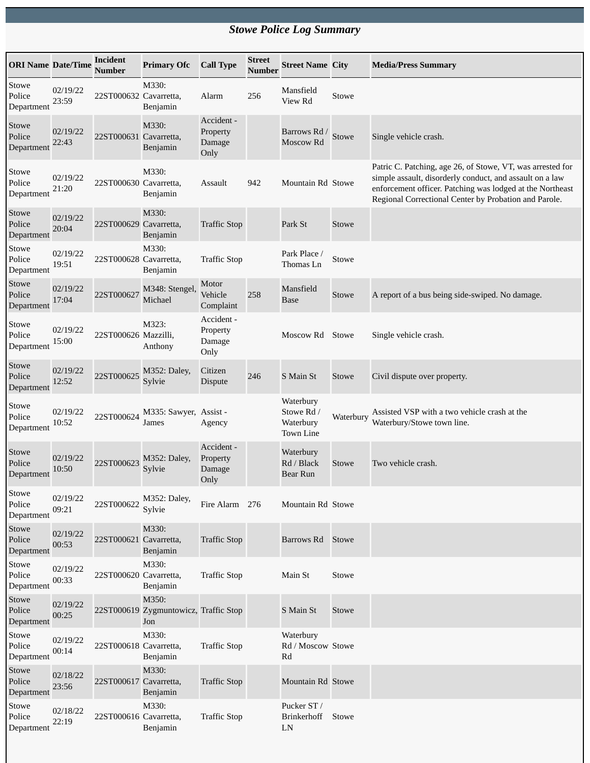# *Stowe Police Log Summary*

| ORI Name | Date/Time | Incident Number | Primary Ofc | Call Type | Street Number | Street Name | City | Media/Press Summary |
|---|---|---|---|---|---|---|---|---|
| Stowe Police Department | 02/19/22 23:59 | 22ST000632 | M330: Cavarretta, Benjamin | Alarm | 256 | Mansfield View Rd | Stowe | |
| Stowe Police Department | 02/19/22 22:43 | 22ST000631 | M330: Cavarretta, Benjamin | Accident - Property Damage Only | | Barrows Rd / Moscow Rd | Stowe | Single vehicle crash. |
| Stowe Police Department | 02/19/22 21:20 | 22ST000630 | M330: Cavarretta, Benjamin | Assault | 942 | Mountain Rd | Stowe | Patric C. Patching, age 26, of Stowe, VT, was arrested for simple assault, disorderly conduct, and assault on a law enforcement officer. Patching was lodged at the Northeast Regional Correctional Center by Probation and Parole. |
| Stowe Police Department | 02/19/22 20:04 | 22ST000629 | M330: Cavarretta, Benjamin | Traffic Stop | | Park St | Stowe | |
| Stowe Police Department | 02/19/22 19:51 | 22ST000628 | M330: Cavarretta, Benjamin | Traffic Stop | | Park Place / Thomas Ln | Stowe | |
| Stowe Police Department | 02/19/22 17:04 | 22ST000627 | M348: Stengel, Michael | Motor Vehicle Complaint | 258 | Mansfield Base | Stowe | A report of a bus being side-swiped. No damage. |
| Stowe Police Department | 02/19/22 15:00 | 22ST000626 | M323: Mazzilli, Anthony | Accident - Property Damage Only | | Moscow Rd | Stowe | Single vehicle crash. |
| Stowe Police Department | 02/19/22 12:52 | 22ST000625 | M352: Daley, Sylvie | Citizen Dispute | 246 | S Main St | Stowe | Civil dispute over property. |
| Stowe Police Department | 02/19/22 10:52 | 22ST000624 | M335: Sawyer, James | Assist - Agency | | Waterbury Stowe Rd / Waterbury Town Line | Waterbury | Assisted VSP with a two vehicle crash at the Waterbury/Stowe town line. |
| Stowe Police Department | 02/19/22 10:50 | 22ST000623 | M352: Daley, Sylvie | Accident - Property Damage Only | | Waterbury Rd / Black Bear Run | Stowe | Two vehicle crash. |
| Stowe Police Department | 02/19/22 09:21 | 22ST000622 | M352: Daley, Sylvie | Fire Alarm | 276 | Mountain Rd | Stowe | |
| Stowe Police Department | 02/19/22 00:53 | 22ST000621 | M330: Cavarretta, Benjamin | Traffic Stop | | Barrows Rd | Stowe | |
| Stowe Police Department | 02/19/22 00:33 | 22ST000620 | M330: Cavarretta, Benjamin | Traffic Stop | | Main St | Stowe | |
| Stowe Police Department | 02/19/22 00:25 | 22ST000619 | M350: Zygmuntowicz, Jon | Traffic Stop | | S Main St | Stowe | |
| Stowe Police Department | 02/19/22 00:14 | 22ST000618 | M330: Cavarretta, Benjamin | Traffic Stop | | Waterbury Rd / Moscow Rd | Stowe | |
| Stowe Police Department | 02/18/22 23:56 | 22ST000617 | M330: Cavarretta, Benjamin | Traffic Stop | | Mountain Rd | Stowe | |
| Stowe Police Department | 02/18/22 22:19 | 22ST000616 | M330: Cavarretta, Benjamin | Traffic Stop | | Pucker ST / Brinkerhoff LN | Stowe | |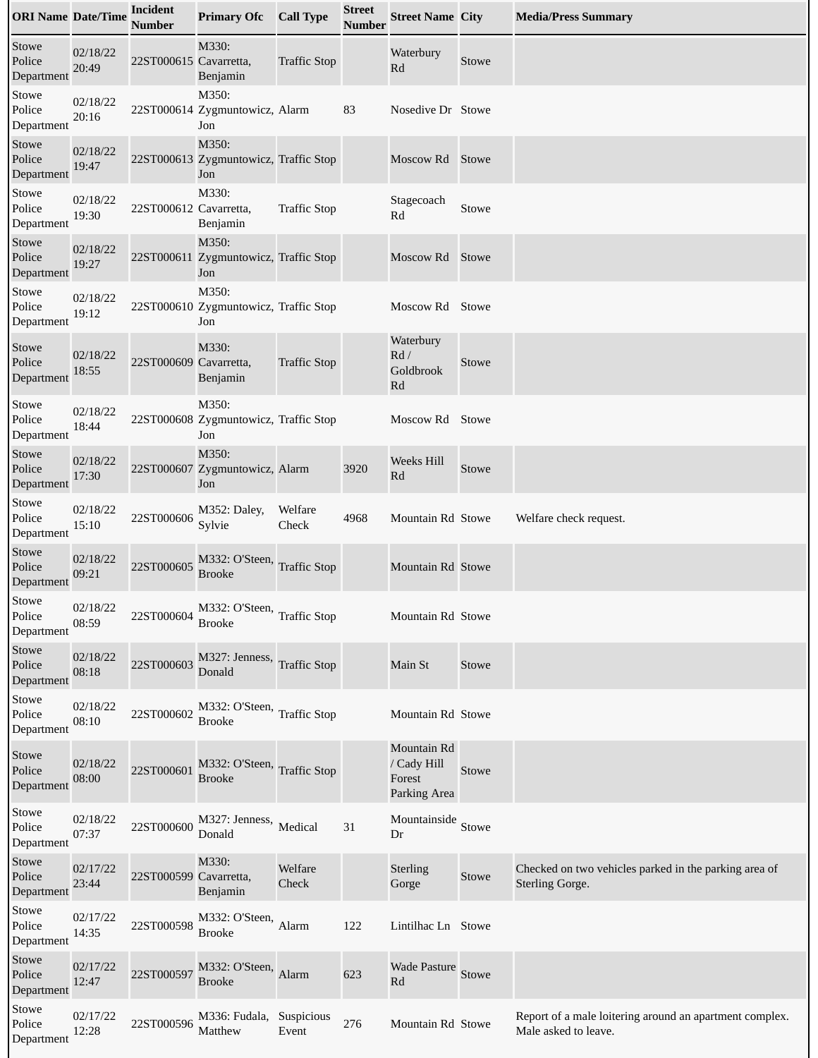| ORI Name | Date/Time | Incident Number | Primary Ofc | Call Type | Street Number | Street Name | City | Media/Press Summary |
|---|---|---|---|---|---|---|---|---|
| Stowe Police Department | 02/18/22 20:49 | 22ST000615 | M330: Cavarretta, Benjamin | Traffic Stop | | Waterbury Rd | Stowe | |
| Stowe Police Department | 02/18/22 20:16 | 22ST000614 | M350: Zygmuntowicz, Jon | Alarm | 83 | Nosedive Dr | Stowe | |
| Stowe Police Department | 02/18/22 19:47 | 22ST000613 | M350: Zygmuntowicz, Jon | Traffic Stop | | Moscow Rd | Stowe | |
| Stowe Police Department | 02/18/22 19:30 | 22ST000612 | M330: Cavarretta, Benjamin | Traffic Stop | | Stagecoach Rd | Stowe | |
| Stowe Police Department | 02/18/22 19:27 | 22ST000611 | M350: Zygmuntowicz, Jon | Traffic Stop | | Moscow Rd | Stowe | |
| Stowe Police Department | 02/18/22 19:12 | 22ST000610 | M350: Zygmuntowicz, Jon | Traffic Stop | | Moscow Rd | Stowe | |
| Stowe Police Department | 02/18/22 18:55 | 22ST000609 | M330: Cavarretta, Benjamin | Traffic Stop | | Waterbury Rd / Goldbrook Rd | Stowe | |
| Stowe Police Department | 02/18/22 18:44 | 22ST000608 | M350: Zygmuntowicz, Jon | Traffic Stop | | Moscow Rd | Stowe | |
| Stowe Police Department | 02/18/22 17:30 | 22ST000607 | M350: Zygmuntowicz, Jon | Alarm | 3920 | Weeks Hill Rd | Stowe | |
| Stowe Police Department | 02/18/22 15:10 | 22ST000606 | M352: Daley, Sylvie | Welfare Check | 4968 | Mountain Rd | Stowe | Welfare check request. |
| Stowe Police Department | 02/18/22 09:21 | 22ST000605 | M332: O'Steen, Brooke | Traffic Stop | | Mountain Rd | Stowe | |
| Stowe Police Department | 02/18/22 08:59 | 22ST000604 | M332: O'Steen, Brooke | Traffic Stop | | Mountain Rd | Stowe | |
| Stowe Police Department | 02/18/22 08:18 | 22ST000603 | M327: Jenness, Donald | Traffic Stop | | Main St | Stowe | |
| Stowe Police Department | 02/18/22 08:10 | 22ST000602 | M332: O'Steen, Brooke | Traffic Stop | | Mountain Rd | Stowe | |
| Stowe Police Department | 02/18/22 08:00 | 22ST000601 | M332: O'Steen, Brooke | Traffic Stop | | Mountain Rd / Cady Hill Forest Parking Area | Stowe | |
| Stowe Police Department | 02/18/22 07:37 | 22ST000600 | M327: Jenness, Donald | Medical | 31 | Mountainside Dr | Stowe | |
| Stowe Police Department | 02/17/22 23:44 | 22ST000599 | M330: Cavarretta, Benjamin | Welfare Check | | Sterling Gorge | Stowe | Checked on two vehicles parked in the parking area of Sterling Gorge. |
| Stowe Police Department | 02/17/22 14:35 | 22ST000598 | M332: O'Steen, Brooke | Alarm | 122 | Lintilhac Ln | Stowe | |
| Stowe Police Department | 02/17/22 12:47 | 22ST000597 | M332: O'Steen, Brooke | Alarm | 623 | Wade Pasture Rd | Stowe | |
| Stowe Police Department | 02/17/22 12:28 | 22ST000596 | M336: Fudala, Matthew | Suspicious Event | 276 | Mountain Rd | Stowe | Report of a male loitering around an apartment complex. Male asked to leave. |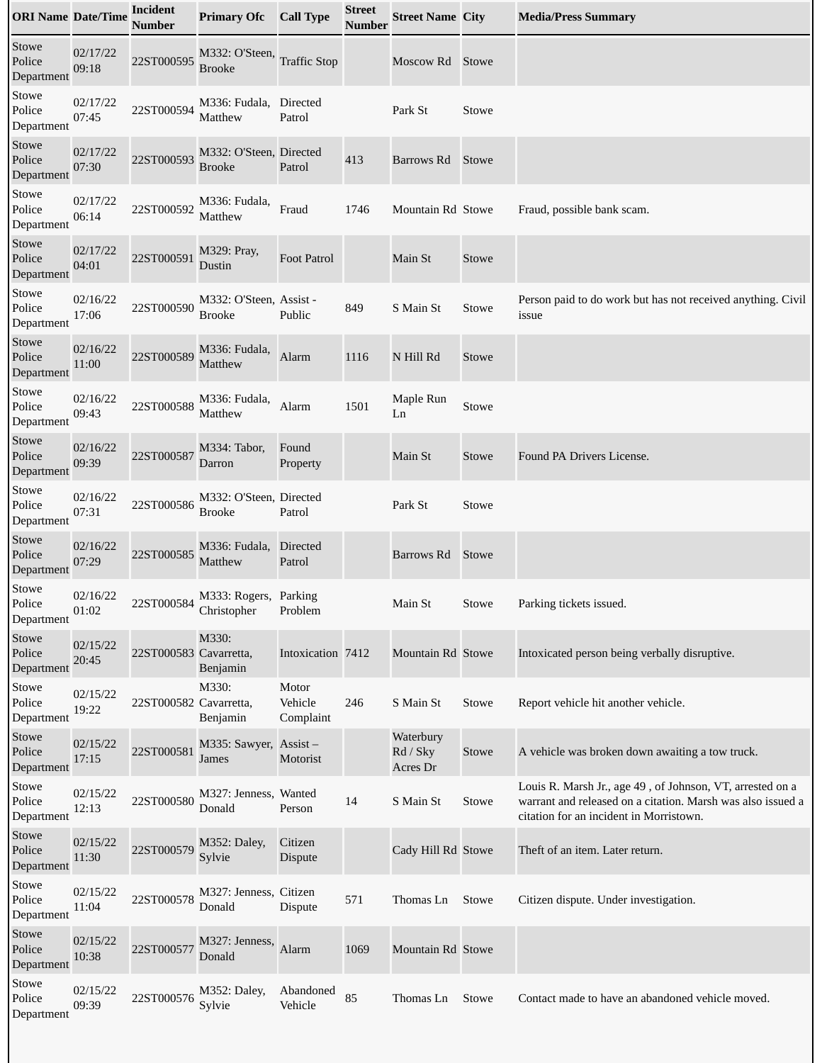| ORI Name | Date/Time | Incident Number | Primary Ofc | Call Type | Street Number | Street Name | City | Media/Press Summary |
|---|---|---|---|---|---|---|---|---|
| Stowe Police Department | 02/17/22 09:18 | 22ST000595 | M332: O'Steen, Brooke | Traffic Stop | | Moscow Rd | Stowe | |
| Stowe Police Department | 02/17/22 07:45 | 22ST000594 | M336: Fudala, Matthew | Directed Patrol | | Park St | Stowe | |
| Stowe Police Department | 02/17/22 07:30 | 22ST000593 | M332: O'Steen, Brooke | Directed Patrol | 413 | Barrows Rd | Stowe | |
| Stowe Police Department | 02/17/22 06:14 | 22ST000592 | M336: Fudala, Matthew | Fraud | 1746 | Mountain Rd | Stowe | Fraud, possible bank scam. |
| Stowe Police Department | 02/17/22 04:01 | 22ST000591 | M329: Pray, Dustin | Foot Patrol | | Main St | Stowe | |
| Stowe Police Department | 02/16/22 17:06 | 22ST000590 | M332: O'Steen, Brooke | Assist - Public | 849 | S Main St | Stowe | Person paid to do work but has not received anything. Civil issue |
| Stowe Police Department | 02/16/22 11:00 | 22ST000589 | M336: Fudala, Matthew | Alarm | 1116 | N Hill Rd | Stowe | |
| Stowe Police Department | 02/16/22 09:43 | 22ST000588 | M336: Fudala, Matthew | Alarm | 1501 | Maple Run Ln | Stowe | |
| Stowe Police Department | 02/16/22 09:39 | 22ST000587 | M334: Tabor, Darron | Found Property | | Main St | Stowe | Found PA Drivers License. |
| Stowe Police Department | 02/16/22 07:31 | 22ST000586 | M332: O'Steen, Brooke | Directed Patrol | | Park St | Stowe | |
| Stowe Police Department | 02/16/22 07:29 | 22ST000585 | M336: Fudala, Matthew | Directed Patrol | | Barrows Rd | Stowe | |
| Stowe Police Department | 02/16/22 01:02 | 22ST000584 | M333: Rogers, Christopher | Parking Problem | | Main St | Stowe | Parking tickets issued. |
| Stowe Police Department | 02/15/22 20:45 | 22ST000583 | M330: Cavarretta, Benjamin | Intoxication | 7412 | Mountain Rd | Stowe | Intoxicated person being verbally disruptive. |
| Stowe Police Department | 02/15/22 19:22 | 22ST000582 | M330: Cavarretta, Benjamin | Motor Vehicle Complaint | 246 | S Main St | Stowe | Report vehicle hit another vehicle. |
| Stowe Police Department | 02/15/22 17:15 | 22ST000581 | M335: Sawyer, James | Assist – Motorist | | Waterbury Rd / Sky Acres Dr | Stowe | A vehicle was broken down awaiting a tow truck. |
| Stowe Police Department | 02/15/22 12:13 | 22ST000580 | M327: Jenness, Donald | Wanted Person | 14 | S Main St | Stowe | Louis R. Marsh Jr., age 49 , of Johnson, VT, arrested on a warrant and released on a citation. Marsh was also issued a citation for an incident in Morristown. |
| Stowe Police Department | 02/15/22 11:30 | 22ST000579 | M352: Daley, Sylvie | Citizen Dispute | | Cady Hill Rd | Stowe | Theft of an item. Later return. |
| Stowe Police Department | 02/15/22 11:04 | 22ST000578 | M327: Jenness, Donald | Citizen Dispute | 571 | Thomas Ln | Stowe | Citizen dispute. Under investigation. |
| Stowe Police Department | 02/15/22 10:38 | 22ST000577 | M327: Jenness, Donald | Alarm | 1069 | Mountain Rd | Stowe | |
| Stowe Police Department | 02/15/22 09:39 | 22ST000576 | M352: Daley, Sylvie | Abandoned Vehicle | 85 | Thomas Ln | Stowe | Contact made to have an abandoned vehicle moved. |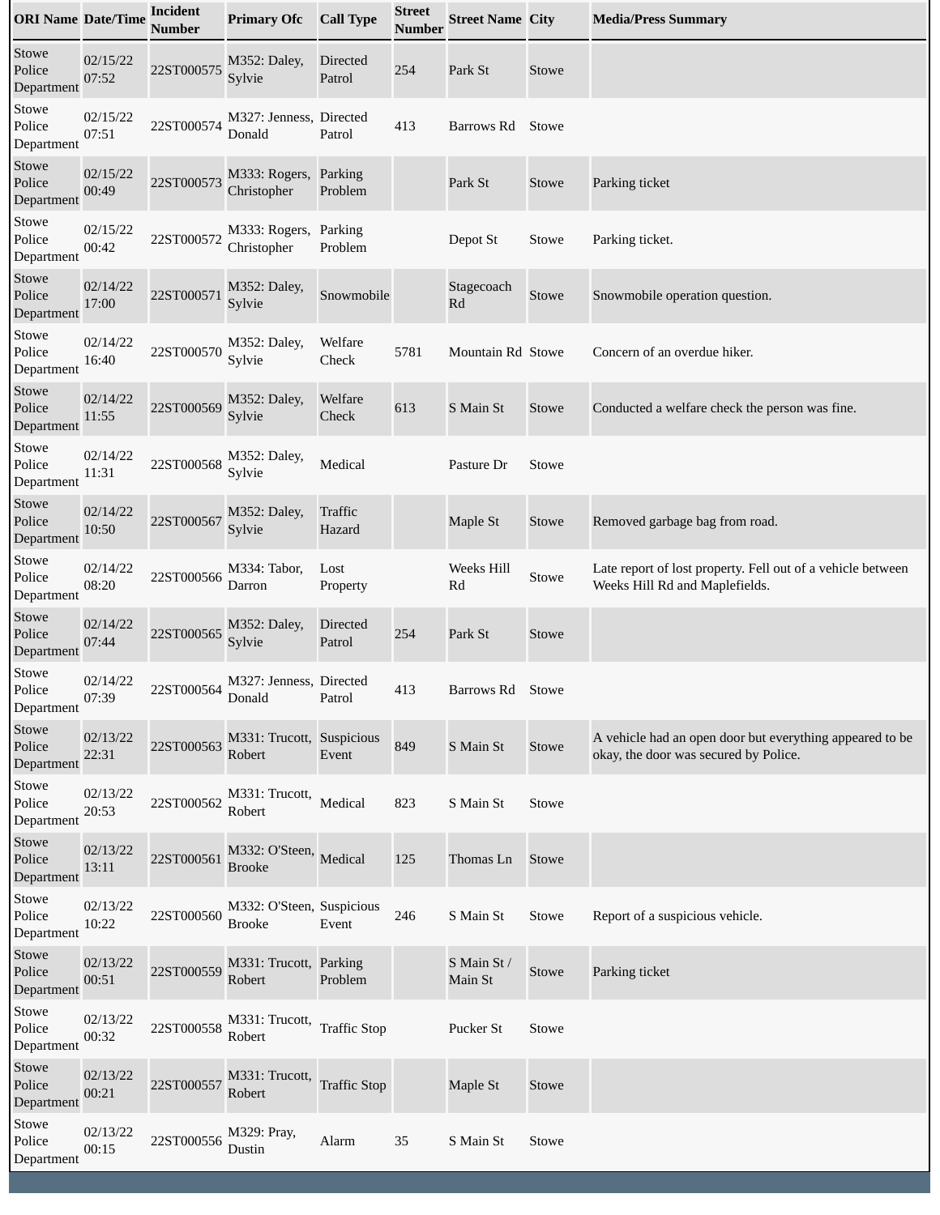| ORI Name | Date/Time | Incident Number | Primary Ofc | Call Type | Street Number | Street Name | City | Media/Press Summary |
|---|---|---|---|---|---|---|---|---|
| Stowe Police Department | 02/15/22 07:52 | 22ST000575 | M352: Daley, Sylvie | Directed Patrol | 254 | Park St | Stowe | |
| Stowe Police Department | 02/15/22 07:51 | 22ST000574 | M327: Jenness, Donald | Directed Patrol | 413 | Barrows Rd | Stowe | |
| Stowe Police Department | 02/15/22 00:49 | 22ST000573 | M333: Rogers, Christopher | Parking Problem | | Park St | Stowe | Parking ticket |
| Stowe Police Department | 02/15/22 00:42 | 22ST000572 | M333: Rogers, Christopher | Parking Problem | | Depot St | Stowe | Parking ticket. |
| Stowe Police Department | 02/14/22 17:00 | 22ST000571 | M352: Daley, Sylvie | Snowmobile | | Stagecoach Rd | Stowe | Snowmobile operation question. |
| Stowe Police Department | 02/14/22 16:40 | 22ST000570 | M352: Daley, Sylvie | Welfare Check | 5781 | Mountain Rd | Stowe | Concern of an overdue hiker. |
| Stowe Police Department | 02/14/22 11:55 | 22ST000569 | M352: Daley, Sylvie | Welfare Check | 613 | S Main St | Stowe | Conducted a welfare check the person was fine. |
| Stowe Police Department | 02/14/22 11:31 | 22ST000568 | M352: Daley, Sylvie | Medical | | Pasture Dr | Stowe | |
| Stowe Police Department | 02/14/22 10:50 | 22ST000567 | M352: Daley, Sylvie | Traffic Hazard | | Maple St | Stowe | Removed garbage bag from road. |
| Stowe Police Department | 02/14/22 08:20 | 22ST000566 | M334: Tabor, Darron | Lost Property | | Weeks Hill Rd | Stowe | Late report of lost property. Fell out of a vehicle between Weeks Hill Rd and Maplefields. |
| Stowe Police Department | 02/14/22 07:44 | 22ST000565 | M352: Daley, Sylvie | Directed Patrol | 254 | Park St | Stowe | |
| Stowe Police Department | 02/14/22 07:39 | 22ST000564 | M327: Jenness, Donald | Directed Patrol | 413 | Barrows Rd | Stowe | |
| Stowe Police Department | 02/13/22 22:31 | 22ST000563 | M331: Trucott, Robert | Suspicious Event | 849 | S Main St | Stowe | A vehicle had an open door but everything appeared to be okay, the door was secured by Police. |
| Stowe Police Department | 02/13/22 20:53 | 22ST000562 | M331: Trucott, Robert | Medical | 823 | S Main St | Stowe | |
| Stowe Police Department | 02/13/22 13:11 | 22ST000561 | M332: O'Steen, Brooke | Medical | 125 | Thomas Ln | Stowe | |
| Stowe Police Department | 02/13/22 10:22 | 22ST000560 | M332: O'Steen, Brooke | Suspicious Event | 246 | S Main St | Stowe | Report of a suspicious vehicle. |
| Stowe Police Department | 02/13/22 00:51 | 22ST000559 | M331: Trucott, Robert | Parking Problem | | S Main St / Main St | Stowe | Parking ticket |
| Stowe Police Department | 02/13/22 00:32 | 22ST000558 | M331: Trucott, Robert | Traffic Stop | | Pucker St | Stowe | |
| Stowe Police Department | 02/13/22 00:21 | 22ST000557 | M331: Trucott, Robert | Traffic Stop | | Maple St | Stowe | |
| Stowe Police Department | 02/13/22 00:15 | 22ST000556 | M329: Pray, Dustin | Alarm | 35 | S Main St | Stowe | |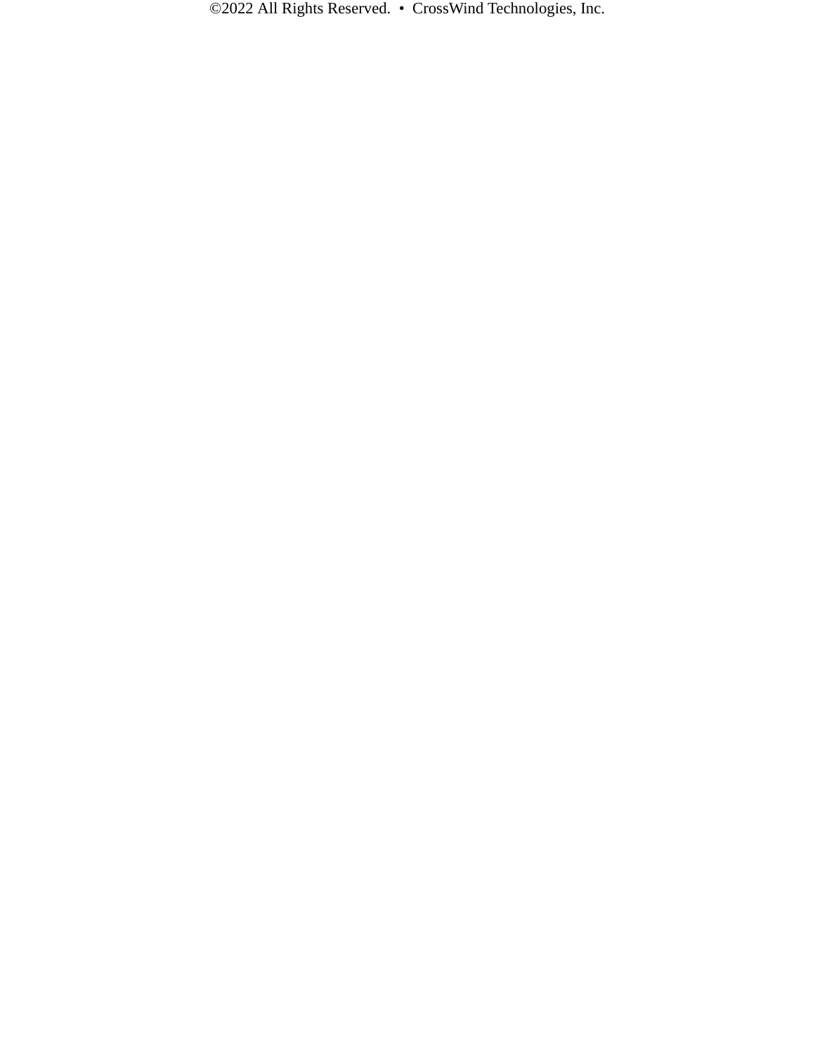©2022 All Rights Reserved. • CrossWind Technologies, Inc.